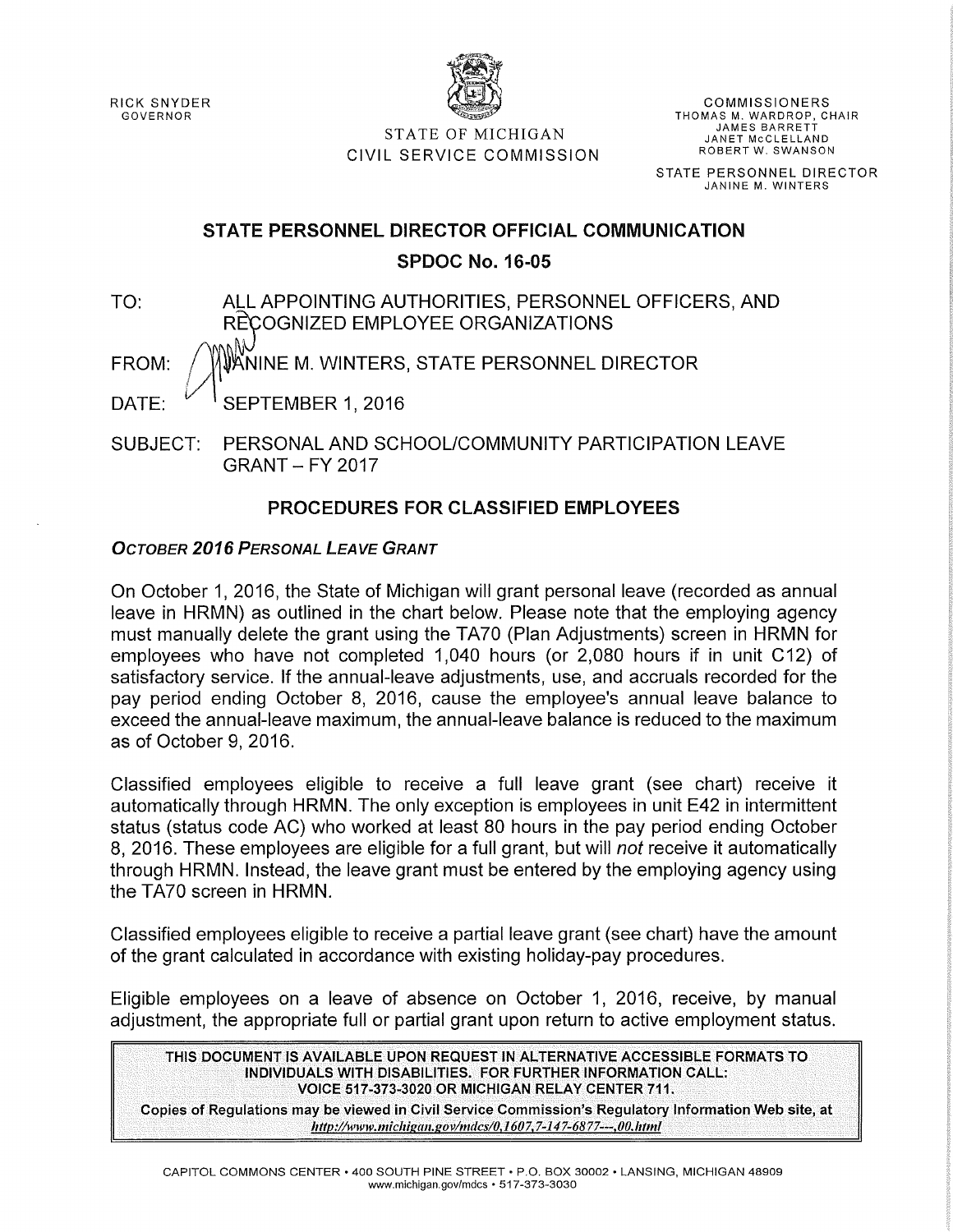RICK SNYDER
GOVERNOR

STATE OF MICHIGAN
CIVIL SERVICE COMMISSION

COMMISSIONERS
THOMAS M. WARDROP, CHAIR
JAMES BARRETT
JANET McCLELLAND
ROBERT W. SWANSON

STATE PERSONNEL DIRECTOR
JANINE M. WINTERS

# STATE PERSONNEL DIRECTOR OFFICIAL COMMUNICATION

## SPDOC No. 16-05

TO: ALL APPOINTING AUTHORITIES, PERSONNEL OFFICERS, AND RECOGNIZED EMPLOYEE ORGANIZATIONS

FROM: JANINE M. WINTERS, STATE PERSONNEL DIRECTOR

DATE: SEPTEMBER 1, 2016

SUBJECT: PERSONAL AND SCHOOL/COMMUNITY PARTICIPATION LEAVE GRANT – FY 2017

## PROCEDURES FOR CLASSIFIED EMPLOYEES

### *October 2016 Personal Leave Grant*

On October 1, 2016, the State of Michigan will grant personal leave (recorded as annual leave in HRMN) as outlined in the chart below. Please note that the employing agency must manually delete the grant using the TA70 (Plan Adjustments) screen in HRMN for employees who have not completed 1,040 hours (or 2,080 hours if in unit C12) of satisfactory service. If the annual-leave adjustments, use, and accruals recorded for the pay period ending October 8, 2016, cause the employee's annual leave balance to exceed the annual-leave maximum, the annual-leave balance is reduced to the maximum as of October 9, 2016.

Classified employees eligible to receive a full leave grant (see chart) receive it automatically through HRMN. The only exception is employees in unit E42 in intermittent status (status code AC) who worked at least 80 hours in the pay period ending October 8, 2016. These employees are eligible for a full grant, but will *not* receive it automatically through HRMN. Instead, the leave grant must be entered by the employing agency using the TA70 screen in HRMN.

Classified employees eligible to receive a partial leave grant (see chart) have the amount of the grant calculated in accordance with existing holiday-pay procedures.

Eligible employees on a leave of absence on October 1, 2016, receive, by manual adjustment, the appropriate full or partial grant upon return to active employment status.

**THIS DOCUMENT IS AVAILABLE UPON REQUEST IN ALTERNATIVE ACCESSIBLE FORMATS TO INDIVIDUALS WITH DISABILITIES. FOR FURTHER INFORMATION CALL: VOICE 517-373-3020 OR MICHIGAN RELAY CENTER 711.**

**Copies of Regulations may be viewed in Civil Service Commission's Regulatory Information Web site, at** *http://www.michigan.gov/mdcs/0,1607,7-147-6877---,00.html*

CAPITOL COMMONS CENTER • 400 SOUTH PINE STREET • P.O. BOX 30002 • LANSING, MICHIGAN 48909
www.michigan.gov/mdcs • 517-373-3030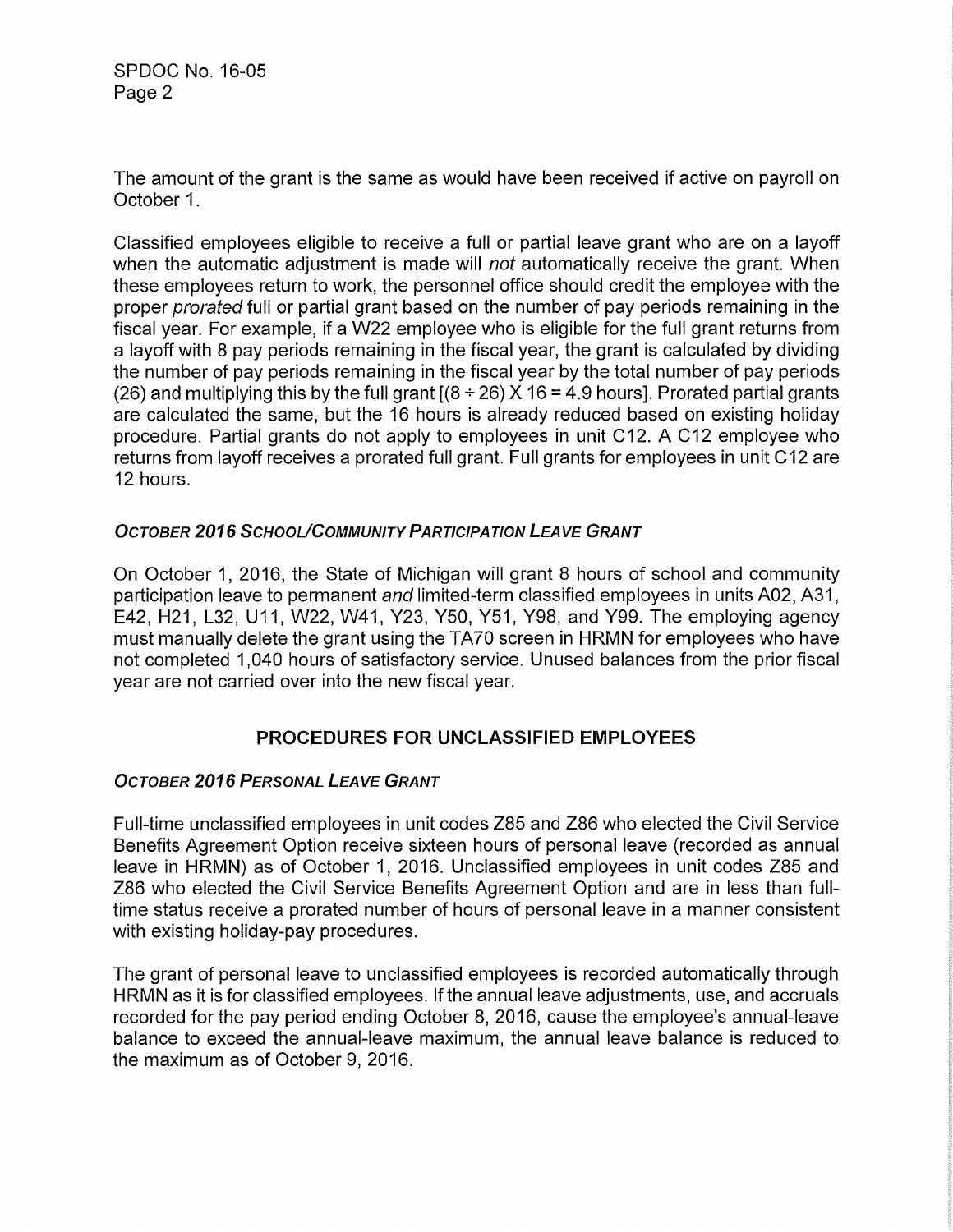The amount of the grant is the same as would have been received if active on payroll on October 1.

Classified employees eligible to receive a full or partial leave grant who are on a layoff when the automatic adjustment is made will *not* automatically receive the grant. When these employees return to work, the personnel office should credit the employee with the proper *prorated* full or partial grant based on the number of pay periods remaining in the fiscal year. For example, if a W22 employee who is eligible for the full grant returns from a layoff with 8 pay periods remaining in the fiscal year, the grant is calculated by dividing the number of pay periods remaining in the fiscal year by the total number of pay periods (26) and multiplying this by the full grant [$(8 \div 26) \times 16 = 4.9$ hours]. Prorated partial grants are calculated the same, but the 16 hours is already reduced based on existing holiday procedure. Partial grants do not apply to employees in unit C12. A C12 employee who returns from layoff receives a prorated full grant. Full grants for employees in unit C12 are 12 hours.

### *October 2016 School/Community Participation Leave Grant*

On October 1, 2016, the State of Michigan will grant 8 hours of school and community participation leave to permanent *and* limited-term classified employees in units A02, A31, E42, H21, L32, U11, W22, W41, Y23, Y50, Y51, Y98, and Y99. The employing agency must manually delete the grant using the TA70 screen in HRMN for employees who have not completed 1,040 hours of satisfactory service. Unused balances from the prior fiscal year are not carried over into the new fiscal year.

## PROCEDURES FOR UNCLASSIFIED EMPLOYEES

### *October 2016 Personal Leave Grant*

Full-time unclassified employees in unit codes Z85 and Z86 who elected the Civil Service Benefits Agreement Option receive sixteen hours of personal leave (recorded as annual leave in HRMN) as of October 1, 2016. Unclassified employees in unit codes Z85 and Z86 who elected the Civil Service Benefits Agreement Option and are in less than full-time status receive a prorated number of hours of personal leave in a manner consistent with existing holiday-pay procedures.

The grant of personal leave to unclassified employees is recorded automatically through HRMN as it is for classified employees. If the annual leave adjustments, use, and accruals recorded for the pay period ending October 8, 2016, cause the employee's annual-leave balance to exceed the annual-leave maximum, the annual leave balance is reduced to the maximum as of October 9, 2016.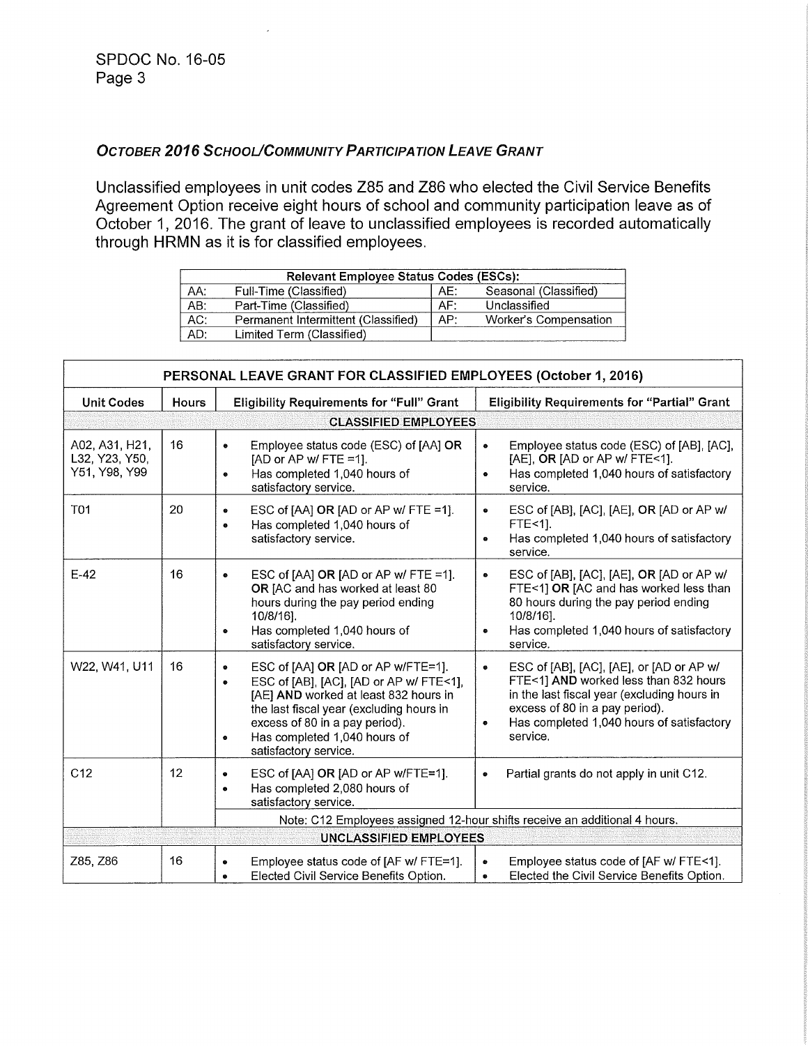### *OCTOBER 2016 SCHOOL/COMMUNITY PARTICIPATION LEAVE GRANT*

Unclassified employees in unit codes Z85 and Z86 who elected the Civil Service Benefits Agreement Option receive eight hours of school and community participation leave as of October 1, 2016. The grant of leave to unclassified employees is recorded automatically through HRMN as it is for classified employees.

| **Relevant Employee Status Codes (ESCs):** | | | |
|---|---|---|---|
| AA: | Full-Time (Classified) | AE: | Seasonal (Classified) |
| AB: | Part-Time (Classified) | AF: | Unclassified |
| AC: | Permanent Intermittent (Classified) | AP: | Worker's Compensation |
| AD: | Limited Term (Classified) | | |

| **PERSONAL LEAVE GRANT FOR CLASSIFIED EMPLOYEES (October 1, 2016)** | | | |
|---|---|---|---|
| **Unit Codes** | **Hours** | **Eligibility Requirements for "Full" Grant** | **Eligibility Requirements for "Partial" Grant** |
| **CLASSIFIED EMPLOYEES** | | | |
| A02, A31, H21, L32, Y23, Y50, Y51, Y98, Y99 | 16 | • Employee status code (ESC) of [AA] **OR** [AD or AP w/ FTE =1].<br>• Has completed 1,040 hours of satisfactory service. | • Employee status code (ESC) of [AB], [AC], [AE], **OR** [AD or AP w/ FTE<1].<br>• Has completed 1,040 hours of satisfactory service. |
| T01 | 20 | • ESC of [AA] **OR** [AD or AP w/ FTE =1].<br>• Has completed 1,040 hours of satisfactory service. | • ESC of [AB], [AC], [AE], **OR** [AD or AP w/ FTE<1].<br>• Has completed 1,040 hours of satisfactory service. |
| E-42 | 16 | • ESC of [AA] **OR** [AD or AP w/ FTE =1]. **OR** [AC and has worked at least 80 hours during the pay period ending 10/8/16].<br>• Has completed 1,040 hours of satisfactory service. | • ESC of [AB], [AC], [AE], **OR** [AD or AP w/ FTE<1] **OR** [AC and has worked less than 80 hours during the pay period ending 10/8/16].<br>• Has completed 1,040 hours of satisfactory service. |
| W22, W41, U11 | 16 | • ESC of [AA] **OR** [AD or AP w/FTE=1].<br>• ESC of [AB], [AC], [AD or AP w/ FTE<1], [AE] **AND** worked at least 832 hours in the last fiscal year (excluding hours in excess of 80 in a pay period).<br>• Has completed 1,040 hours of satisfactory service. | • ESC of [AB], [AC], [AE], or [AD or AP w/ FTE<1] **AND** worked less than 832 hours in the last fiscal year (excluding hours in excess of 80 in a pay period).<br>• Has completed 1,040 hours of satisfactory service. |
| C12 | 12 | • ESC of [AA] **OR** [AD or AP w/FTE=1].<br>• Has completed 2,080 hours of satisfactory service.<br><br>Note: C12 Employees assigned 12-hour shifts receive an additional 4 hours. | • Partial grants do not apply in unit C12. |
| **UNCLASSIFIED EMPLOYEES** | | | |
| Z85, Z86 | 16 | • Employee status code of [AF w/ FTE=1].<br>• Elected Civil Service Benefits Option. | • Employee status code of [AF w/ FTE<1].<br>• Elected the Civil Service Benefits Option. |